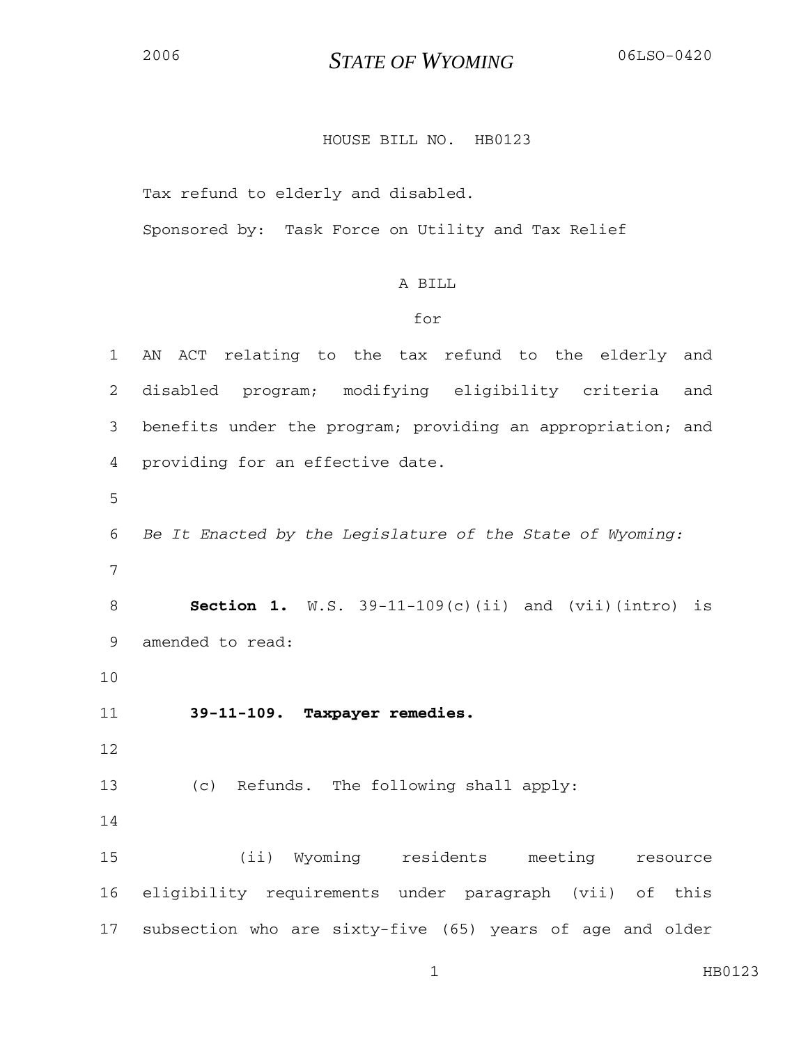2006 **STATE OF WYOMING** 06LSO-0420

HOUSE BILL NO. HB0123

Tax refund to elderly and disabled.

Sponsored by: Task Force on Utility and Tax Relief

A BILL

for

AN ACT relating to the tax refund to the elderly and disabled program; modifying eligibility criteria and benefits under the program; providing an appropriation; and providing for an effective date.

*Be It Enacted by the Legislature of the State of Wyoming:*

**Section 1.** W.S. 39-11-109(c)(ii) and (vii)(intro) is amended to read:

**39-11-109. Taxpayer remedies.**

(c) Refunds. The following shall apply:

(ii) Wyoming residents meeting resource eligibility requirements under paragraph (vii) of this subsection who are sixty-five (65) years of age and older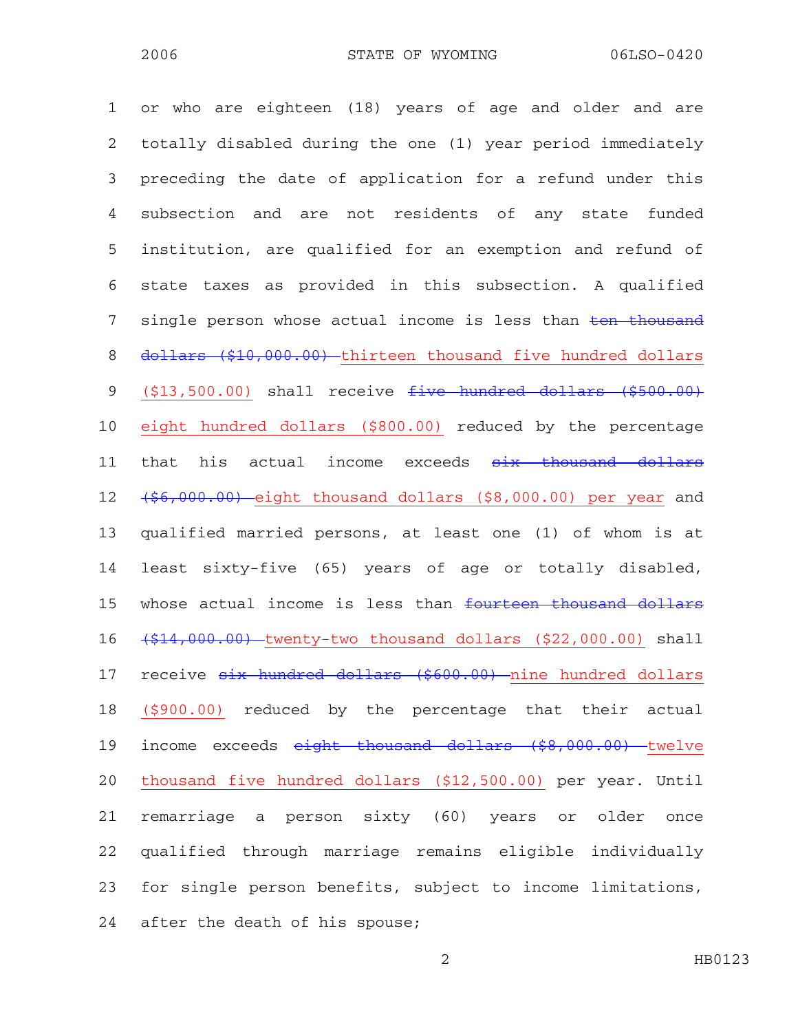or who are eighteen (18) years of age and older and are totally disabled during the one (1) year period immediately preceding the date of application for a refund under this subsection and are not residents of any state funded institution, are qualified for an exemption and refund of state taxes as provided in this subsection. A qualified single person whose actual income is less than ~~ten thousand dollars ($10,000.00)~~ <u>thirteen thousand five hundred dollars ($13,500.00)</u> shall receive ~~five hundred dollars ($500.00)~~ <u>eight hundred dollars ($800.00)</u> reduced by the percentage that his actual income exceeds ~~six thousand dollars ($6,000.00)~~ <u>eight thousand dollars ($8,000.00) per year</u> and qualified married persons, at least one (1) of whom is at least sixty-five (65) years of age or totally disabled, whose actual income is less than ~~fourteen thousand dollars ($14,000.00)~~ <u>twenty-two thousand dollars ($22,000.00)</u> shall receive ~~six hundred dollars ($600.00)~~ <u>nine hundred dollars ($900.00)</u> reduced by the percentage that their actual income exceeds ~~eight thousand dollars ($8,000.00)~~ <u>twelve thousand five hundred dollars ($12,500.00)</u> per year. Until remarriage a person sixty (60) years or older once qualified through marriage remains eligible individually for single person benefits, subject to income limitations, after the death of his spouse;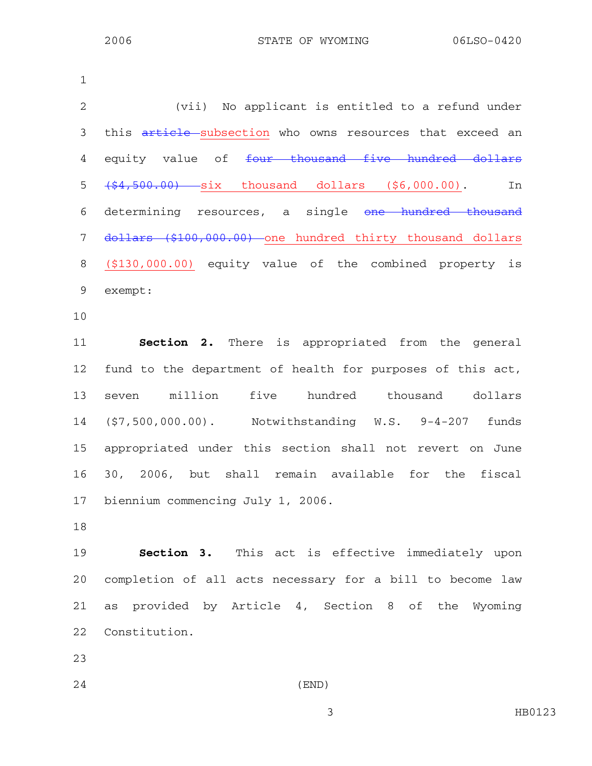(vii) No applicant is entitled to a refund under this ~~article~~ <u>subsection</u> who owns resources that exceed an equity value of ~~four thousand five hundred dollars ($4,500.00)~~ <u>six thousand dollars ($6,000.00)</u>. In determining resources, a single ~~one hundred thousand dollars ($100,000.00)~~ <u>one hundred thirty thousand dollars ($130,000.00)</u> equity value of the combined property is exempt:

**Section 2.** There is appropriated from the general fund to the department of health for purposes of this act, seven million five hundred thousand dollars ($7,500,000.00). Notwithstanding W.S. 9-4-207 funds appropriated under this section shall not revert on June 30, 2006, but shall remain available for the fiscal biennium commencing July 1, 2006.

**Section 3.** This act is effective immediately upon completion of all acts necessary for a bill to become law as provided by Article 4, Section 8 of the Wyoming Constitution.

(END)